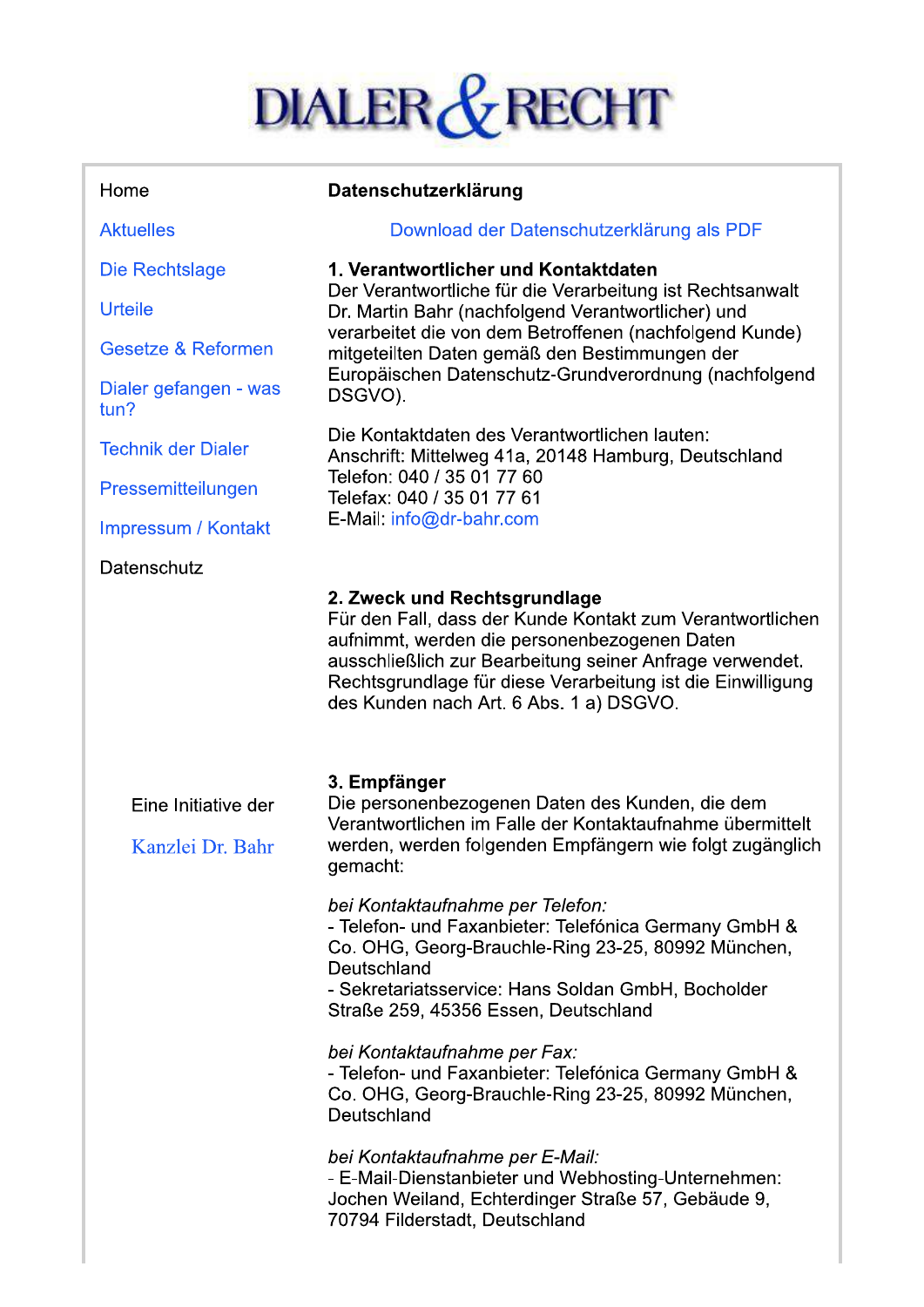# DIALER & RECHT

- Home
- Aktuelles
- Die Rechtslage
- Urteile
- Gesetze & Reformen
- Dialer gefangen - was tun?
- Technik der Dialer
- Pressemitteilungen
- Impressum / Kontakt
- Datenschutz

Eine Initiative der

Kanzlei Dr. Bahr

## Datenschutzerklärung

Download der Datenschutzerklärung als PDF

**1. Verantwortlicher und Kontaktdaten**

Der Verantwortliche für die Verarbeitung ist Rechtsanwalt Dr. Martin Bahr (nachfolgend Verantwortlicher) und verarbeitet die von dem Betroffenen (nachfolgend Kunde) mitgeteilten Daten gemäß den Bestimmungen der Europäischen Datenschutz-Grundverordnung (nachfolgend DSGVO).

Die Kontaktdaten des Verantwortlichen lauten:
Anschrift: Mittelweg 41a, 20148 Hamburg, Deutschland
Telefon: 040 / 35 01 77 60
Telefax: 040 / 35 01 77 61
E-Mail: info@dr-bahr.com

**2. Zweck und Rechtsgrundlage**

Für den Fall, dass der Kunde Kontakt zum Verantwortlichen aufnimmt, werden die personenbezogenen Daten ausschließlich zur Bearbeitung seiner Anfrage verwendet. Rechtsgrundlage für diese Verarbeitung ist die Einwilligung des Kunden nach Art. 6 Abs. 1 a) DSGVO.

**3. Empfänger**

Die personenbezogenen Daten des Kunden, die dem Verantwortlichen im Falle der Kontaktaufnahme übermittelt werden, werden folgenden Empfängern wie folgt zugänglich gemacht:

*bei Kontaktaufnahme per Telefon:*
- Telefon- und Faxanbieter: Telefónica Germany GmbH & Co. OHG, Georg-Brauchle-Ring 23-25, 80992 München, Deutschland
- Sekretariatsservice: Hans Soldan GmbH, Bocholder Straße 259, 45356 Essen, Deutschland

*bei Kontaktaufnahme per Fax:*
- Telefon- und Faxanbieter: Telefónica Germany GmbH & Co. OHG, Georg-Brauchle-Ring 23-25, 80992 München, Deutschland

*bei Kontaktaufnahme per E-Mail:*
- E-Mail-Dienstanbieter und Webhosting-Unternehmen: Jochen Weiland, Echterdinger Straße 57, Gebäude 9, 70794 Filderstadt, Deutschland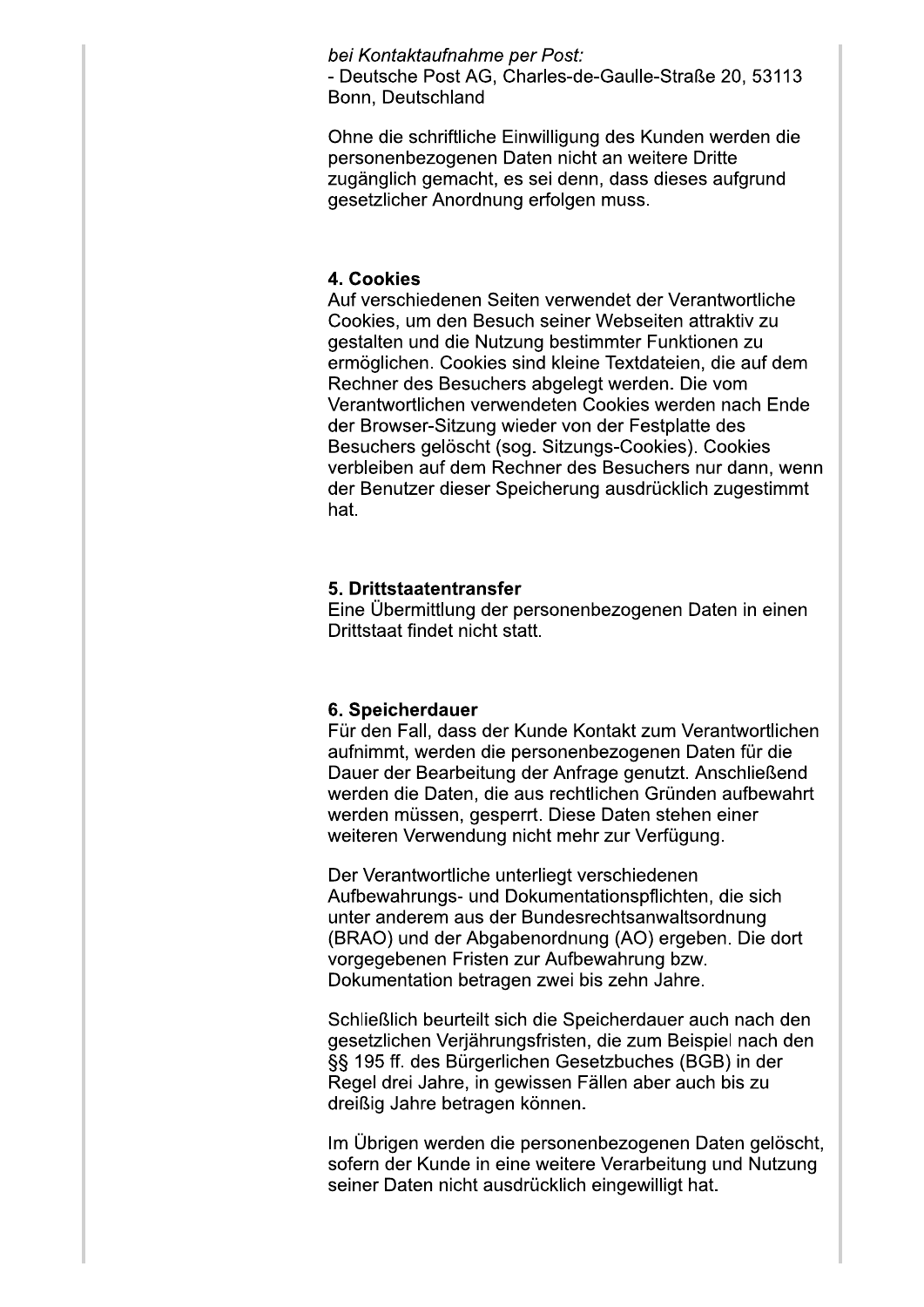*bei Kontaktaufnahme per Post:*
- Deutsche Post AG, Charles-de-Gaulle-Straße 20, 53113 Bonn, Deutschland

Ohne die schriftliche Einwilligung des Kunden werden die personenbezogenen Daten nicht an weitere Dritte zugänglich gemacht, es sei denn, dass dieses aufgrund gesetzlicher Anordnung erfolgen muss.

**4. Cookies**

Auf verschiedenen Seiten verwendet der Verantwortliche Cookies, um den Besuch seiner Webseiten attraktiv zu gestalten und die Nutzung bestimmter Funktionen zu ermöglichen. Cookies sind kleine Textdateien, die auf dem Rechner des Besuchers abgelegt werden. Die vom Verantwortlichen verwendeten Cookies werden nach Ende der Browser-Sitzung wieder von der Festplatte des Besuchers gelöscht (sog. Sitzungs-Cookies). Cookies verbleiben auf dem Rechner des Besuchers nur dann, wenn der Benutzer dieser Speicherung ausdrücklich zugestimmt hat.

**5. Drittstaatentransfer**

Eine Übermittlung der personenbezogenen Daten in einen Drittstaat findet nicht statt.

**6. Speicherdauer**

Für den Fall, dass der Kunde Kontakt zum Verantwortlichen aufnimmt, werden die personenbezogenen Daten für die Dauer der Bearbeitung der Anfrage genutzt. Anschließend werden die Daten, die aus rechtlichen Gründen aufbewahrt werden müssen, gesperrt. Diese Daten stehen einer weiteren Verwendung nicht mehr zur Verfügung.

Der Verantwortliche unterliegt verschiedenen Aufbewahrungs- und Dokumentationspflichten, die sich unter anderem aus der Bundesrechtsanwaltsordnung (BRAO) und der Abgabenordnung (AO) ergeben. Die dort vorgegebenen Fristen zur Aufbewahrung bzw. Dokumentation betragen zwei bis zehn Jahre.

Schließlich beurteilt sich die Speicherdauer auch nach den gesetzlichen Verjährungsfristen, die zum Beispiel nach den §§ 195 ff. des Bürgerlichen Gesetzbuches (BGB) in der Regel drei Jahre, in gewissen Fällen aber auch bis zu dreißig Jahre betragen können.

Im Übrigen werden die personenbezogenen Daten gelöscht, sofern der Kunde in eine weitere Verarbeitung und Nutzung seiner Daten nicht ausdrücklich eingewilligt hat.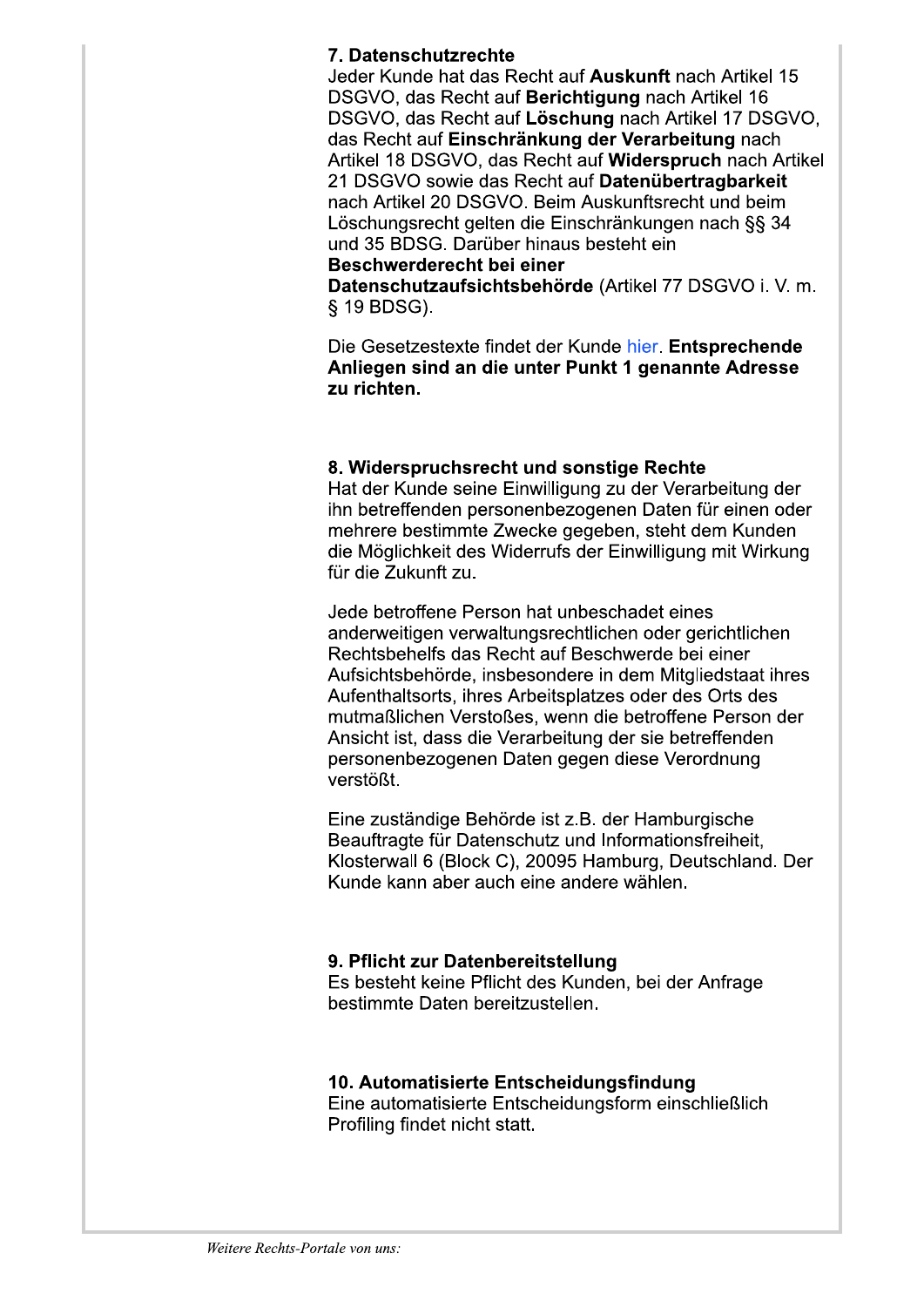### 7. Datenschutzrechte

Jeder Kunde hat das Recht auf **Auskunft** nach Artikel 15 DSGVO, das Recht auf **Berichtigung** nach Artikel 16 DSGVO, das Recht auf **Löschung** nach Artikel 17 DSGVO, das Recht auf **Einschränkung der Verarbeitung** nach Artikel 18 DSGVO, das Recht auf **Widerspruch** nach Artikel 21 DSGVO sowie das Recht auf **Datenübertragbarkeit** nach Artikel 20 DSGVO. Beim Auskunftsrecht und beim Löschungsrecht gelten die Einschränkungen nach §§ 34 und 35 BDSG. Darüber hinaus besteht ein **Beschwerderecht bei einer Datenschutzaufsichtsbehörde** (Artikel 77 DSGVO i. V. m. § 19 BDSG).

Die Gesetzestexte findet der Kunde hier. **Entsprechende Anliegen sind an die unter Punkt 1 genannte Adresse zu richten.**

### 8. Widerspruchsrecht und sonstige Rechte

Hat der Kunde seine Einwilligung zu der Verarbeitung der ihn betreffenden personenbezogenen Daten für einen oder mehrere bestimmte Zwecke gegeben, steht dem Kunden die Möglichkeit des Widerrufs der Einwilligung mit Wirkung für die Zukunft zu.

Jede betroffene Person hat unbeschadet eines anderweitigen verwaltungsrechtlichen oder gerichtlichen Rechtsbehelfs das Recht auf Beschwerde bei einer Aufsichtsbehörde, insbesondere in dem Mitgliedstaat ihres Aufenthaltsorts, ihres Arbeitsplatzes oder des Orts des mutmaßlichen Verstoßes, wenn die betroffene Person der Ansicht ist, dass die Verarbeitung der sie betreffenden personenbezogenen Daten gegen diese Verordnung verstößt.

Eine zuständige Behörde ist z.B. der Hamburgische Beauftragte für Datenschutz und Informationsfreiheit, Klosterwall 6 (Block C), 20095 Hamburg, Deutschland. Der Kunde kann aber auch eine andere wählen.

### 9. Pflicht zur Datenbereitstellung

Es besteht keine Pflicht des Kunden, bei der Anfrage bestimmte Daten bereitzustellen.

### 10. Automatisierte Entscheidungsfindung

Eine automatisierte Entscheidungsform einschließlich Profiling findet nicht statt.

*Weitere Rechts-Portale von uns:*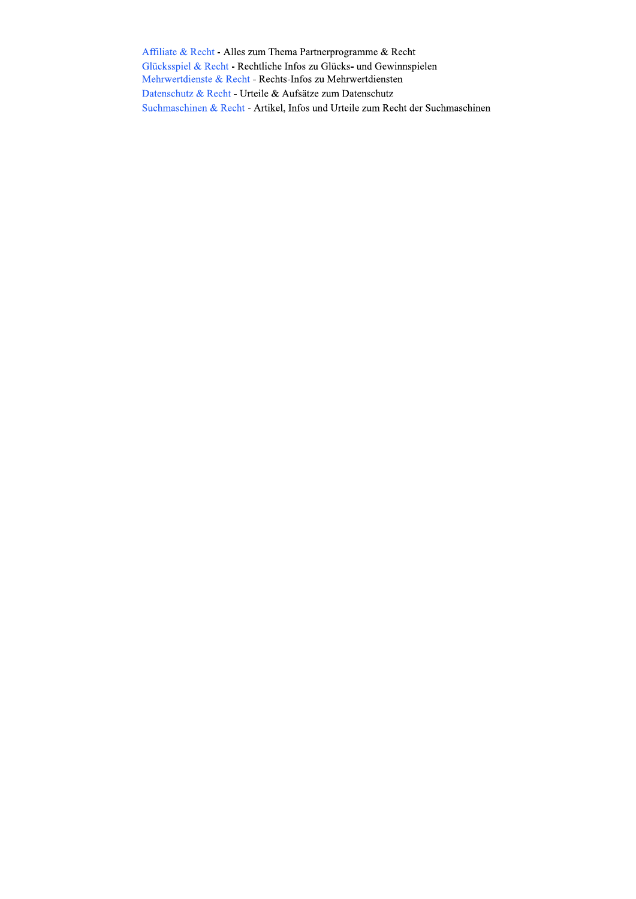Affiliate & Recht - Alles zum Thema Partnerprogramme & Recht
Glücksspiel & Recht - Rechtliche Infos zu Glücks- und Gewinnspielen
Mehrwertdienste & Recht - Rechts-Infos zu Mehrwertdiensten
Datenschutz & Recht - Urteile & Aufsätze zum Datenschutz
Suchmaschinen & Recht - Artikel, Infos und Urteile zum Recht der Suchmaschinen